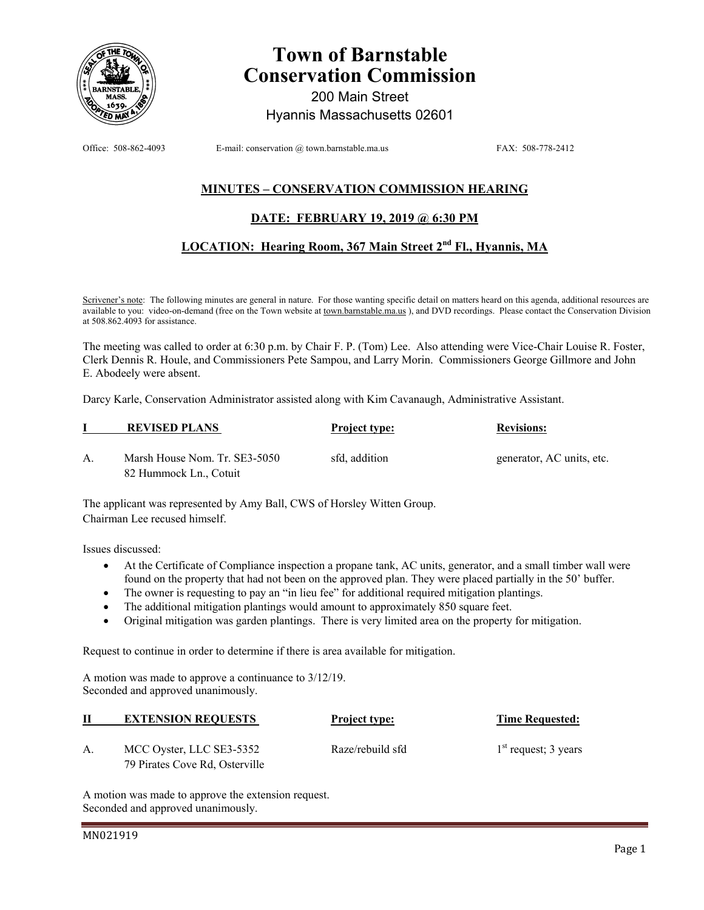# Town of Barnstable
# Conservation Commission

200 Main Street
Hyannis Massachusetts 02601

Office: 508-862-4093 E-mail: conservation @ town.barnstable.ma.us FAX: 508-778-2412

## MINUTES – CONSERVATION COMMISSION HEARING

## DATE: FEBRUARY 19, 2019 @ 6:30 PM

## LOCATION: Hearing Room, 367 Main Street 2nd Fl., Hyannis, MA

Scrivener's note: The following minutes are general in nature. For those wanting specific detail on matters heard on this agenda, additional resources are available to you: video-on-demand (free on the Town website at town.barnstable.ma.us ), and DVD recordings. Please contact the Conservation Division at 508.862.4093 for assistance.

The meeting was called to order at 6:30 p.m. by Chair F. P. (Tom) Lee. Also attending were Vice-Chair Louise R. Foster, Clerk Dennis R. Houle, and Commissioners Pete Sampou, and Larry Morin. Commissioners George Gillmore and John E. Abodeely were absent.

Darcy Karle, Conservation Administrator assisted along with Kim Cavanaugh, Administrative Assistant.

| **I** | **REVISED PLANS** | **Project type:** | **Revisions:** |
|---|---|---|---|
| A. | Marsh House Nom. Tr. SE3-5050<br>82 Hummock Ln., Cotuit | sfd, addition | generator, AC units, etc. |

The applicant was represented by Amy Ball, CWS of Horsley Witten Group.
Chairman Lee recused himself.

Issues discussed:

- At the Certificate of Compliance inspection a propane tank, AC units, generator, and a small timber wall were found on the property that had not been on the approved plan. They were placed partially in the 50' buffer.
- The owner is requesting to pay an "in lieu fee" for additional required mitigation plantings.
- The additional mitigation plantings would amount to approximately 850 square feet.
- Original mitigation was garden plantings. There is very limited area on the property for mitigation.

Request to continue in order to determine if there is area available for mitigation.

A motion was made to approve a continuance to 3/12/19.
Seconded and approved unanimously.

| **II** | **EXTENSION REQUESTS** | **Project type:** | **Time Requested:** |
|---|---|---|---|
| A. | MCC Oyster, LLC SE3-5352<br>79 Pirates Cove Rd, Osterville | Raze/rebuild sfd | 1st request; 3 years |

A motion was made to approve the extension request.
Seconded and approved unanimously.

MN021919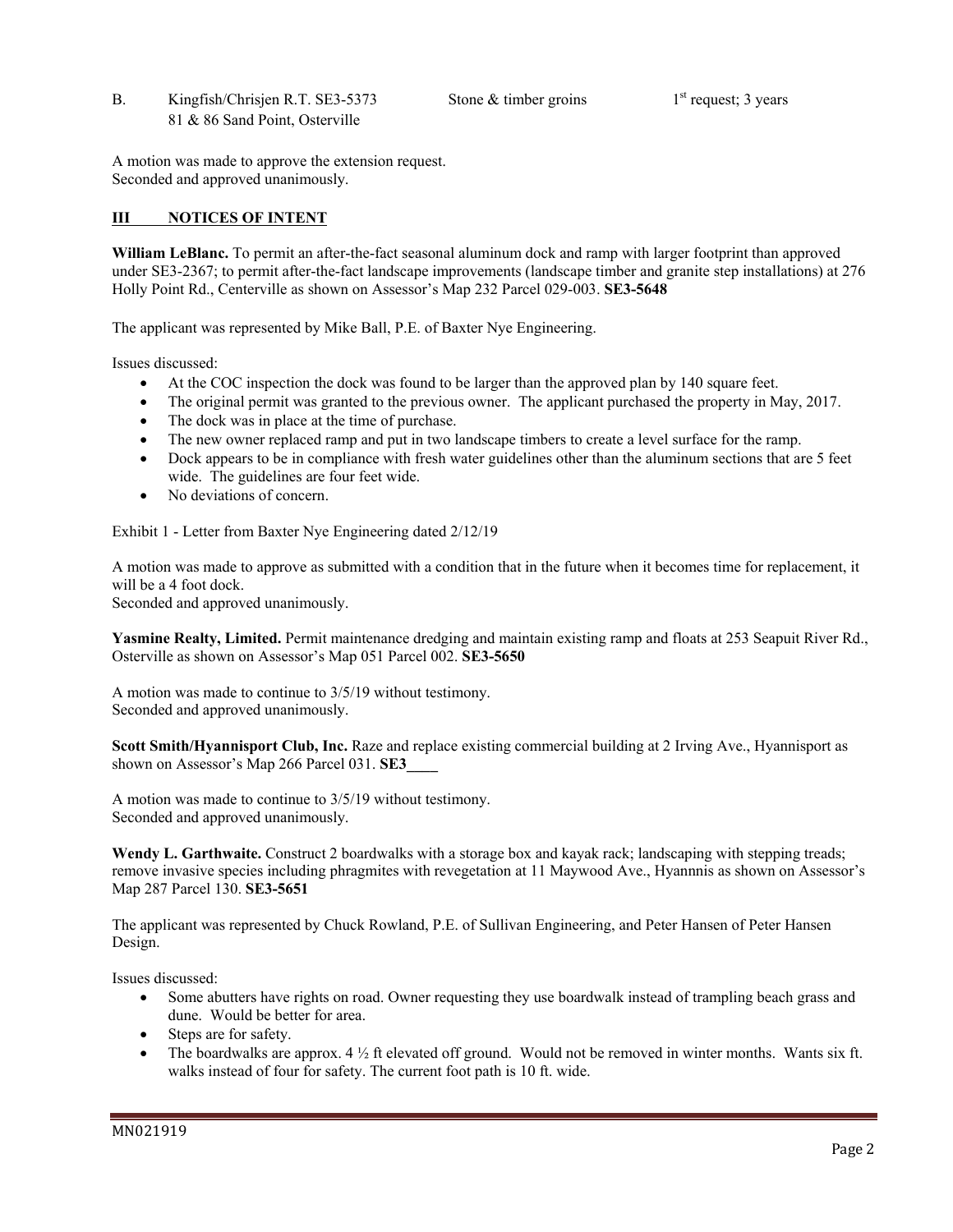B. Kingfish/Chrisjen R.T. SE3-5373 Stone & timber groins 1st request; 3 years
81 & 86 Sand Point, Osterville

A motion was made to approve the extension request.
Seconded and approved unanimously.

## III NOTICES OF INTENT

**William LeBlanc.** To permit an after-the-fact seasonal aluminum dock and ramp with larger footprint than approved under SE3-2367; to permit after-the-fact landscape improvements (landscape timber and granite step installations) at 276 Holly Point Rd., Centerville as shown on Assessor's Map 232 Parcel 029-003. **SE3-5648**

The applicant was represented by Mike Ball, P.E. of Baxter Nye Engineering.

Issues discussed:

- At the COC inspection the dock was found to be larger than the approved plan by 140 square feet.
- The original permit was granted to the previous owner. The applicant purchased the property in May, 2017.
- The dock was in place at the time of purchase.
- The new owner replaced ramp and put in two landscape timbers to create a level surface for the ramp.
- Dock appears to be in compliance with fresh water guidelines other than the aluminum sections that are 5 feet wide. The guidelines are four feet wide.
- No deviations of concern.

Exhibit 1 - Letter from Baxter Nye Engineering dated 2/12/19

A motion was made to approve as submitted with a condition that in the future when it becomes time for replacement, it will be a 4 foot dock.
Seconded and approved unanimously.

**Yasmine Realty, Limited.** Permit maintenance dredging and maintain existing ramp and floats at 253 Seapuit River Rd., Osterville as shown on Assessor's Map 051 Parcel 002. **SE3-5650**

A motion was made to continue to 3/5/19 without testimony.
Seconded and approved unanimously.

**Scott Smith/Hyannisport Club, Inc.** Raze and replace existing commercial building at 2 Irving Ave., Hyannisport as shown on Assessor's Map 266 Parcel 031. **SE3____**

A motion was made to continue to 3/5/19 without testimony.
Seconded and approved unanimously.

**Wendy L. Garthwaite.** Construct 2 boardwalks with a storage box and kayak rack; landscaping with stepping treads; remove invasive species including phragmites with revegetation at 11 Maywood Ave., Hyannnis as shown on Assessor's Map 287 Parcel 130. **SE3-5651**

The applicant was represented by Chuck Rowland, P.E. of Sullivan Engineering, and Peter Hansen of Peter Hansen Design.

Issues discussed:

- Some abutters have rights on road. Owner requesting they use boardwalk instead of trampling beach grass and dune. Would be better for area.
- Steps are for safety.
- The boardwalks are approx. 4 ½ ft elevated off ground. Would not be removed in winter months. Wants six ft. walks instead of four for safety. The current foot path is 10 ft. wide.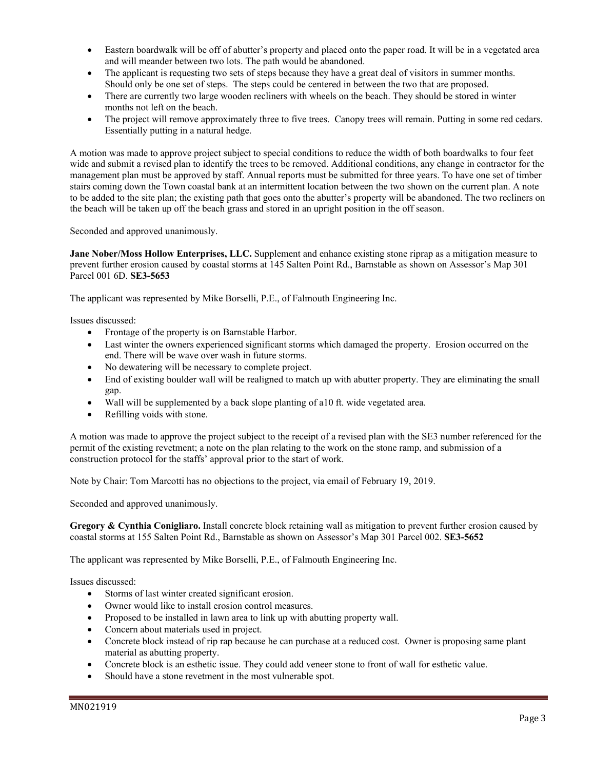- Eastern boardwalk will be off of abutter's property and placed onto the paper road. It will be in a vegetated area and will meander between two lots. The path would be abandoned.
- The applicant is requesting two sets of steps because they have a great deal of visitors in summer months. Should only be one set of steps. The steps could be centered in between the two that are proposed.
- There are currently two large wooden recliners with wheels on the beach. They should be stored in winter months not left on the beach.
- The project will remove approximately three to five trees. Canopy trees will remain. Putting in some red cedars. Essentially putting in a natural hedge.

A motion was made to approve project subject to special conditions to reduce the width of both boardwalks to four feet wide and submit a revised plan to identify the trees to be removed. Additional conditions, any change in contractor for the management plan must be approved by staff. Annual reports must be submitted for three years. To have one set of timber stairs coming down the Town coastal bank at an intermittent location between the two shown on the current plan. A note to be added to the site plan; the existing path that goes onto the abutter's property will be abandoned. The two recliners on the beach will be taken up off the beach grass and stored in an upright position in the off season.

Seconded and approved unanimously.

**Jane Nober/Moss Hollow Enterprises, LLC.** Supplement and enhance existing stone riprap as a mitigation measure to prevent further erosion caused by coastal storms at 145 Salten Point Rd., Barnstable as shown on Assessor's Map 301 Parcel 001 6D. **SE3-5653**

The applicant was represented by Mike Borselli, P.E., of Falmouth Engineering Inc.

Issues discussed:

- Frontage of the property is on Barnstable Harbor.
- Last winter the owners experienced significant storms which damaged the property. Erosion occurred on the end. There will be wave over wash in future storms.
- No dewatering will be necessary to complete project.
- End of existing boulder wall will be realigned to match up with abutter property. They are eliminating the small gap.
- Wall will be supplemented by a back slope planting of a10 ft. wide vegetated area.
- Refilling voids with stone.

A motion was made to approve the project subject to the receipt of a revised plan with the SE3 number referenced for the permit of the existing revetment; a note on the plan relating to the work on the stone ramp, and submission of a construction protocol for the staffs' approval prior to the start of work.

Note by Chair: Tom Marcotti has no objections to the project, via email of February 19, 2019.

Seconded and approved unanimously.

**Gregory & Cynthia Conigliaro.** Install concrete block retaining wall as mitigation to prevent further erosion caused by coastal storms at 155 Salten Point Rd., Barnstable as shown on Assessor's Map 301 Parcel 002. **SE3-5652**

The applicant was represented by Mike Borselli, P.E., of Falmouth Engineering Inc.

Issues discussed:

- Storms of last winter created significant erosion.
- Owner would like to install erosion control measures.
- Proposed to be installed in lawn area to link up with abutting property wall.
- Concern about materials used in project.
- Concrete block instead of rip rap because he can purchase at a reduced cost. Owner is proposing same plant material as abutting property.
- Concrete block is an esthetic issue. They could add veneer stone to front of wall for esthetic value.
- Should have a stone revetment in the most vulnerable spot.

MN021919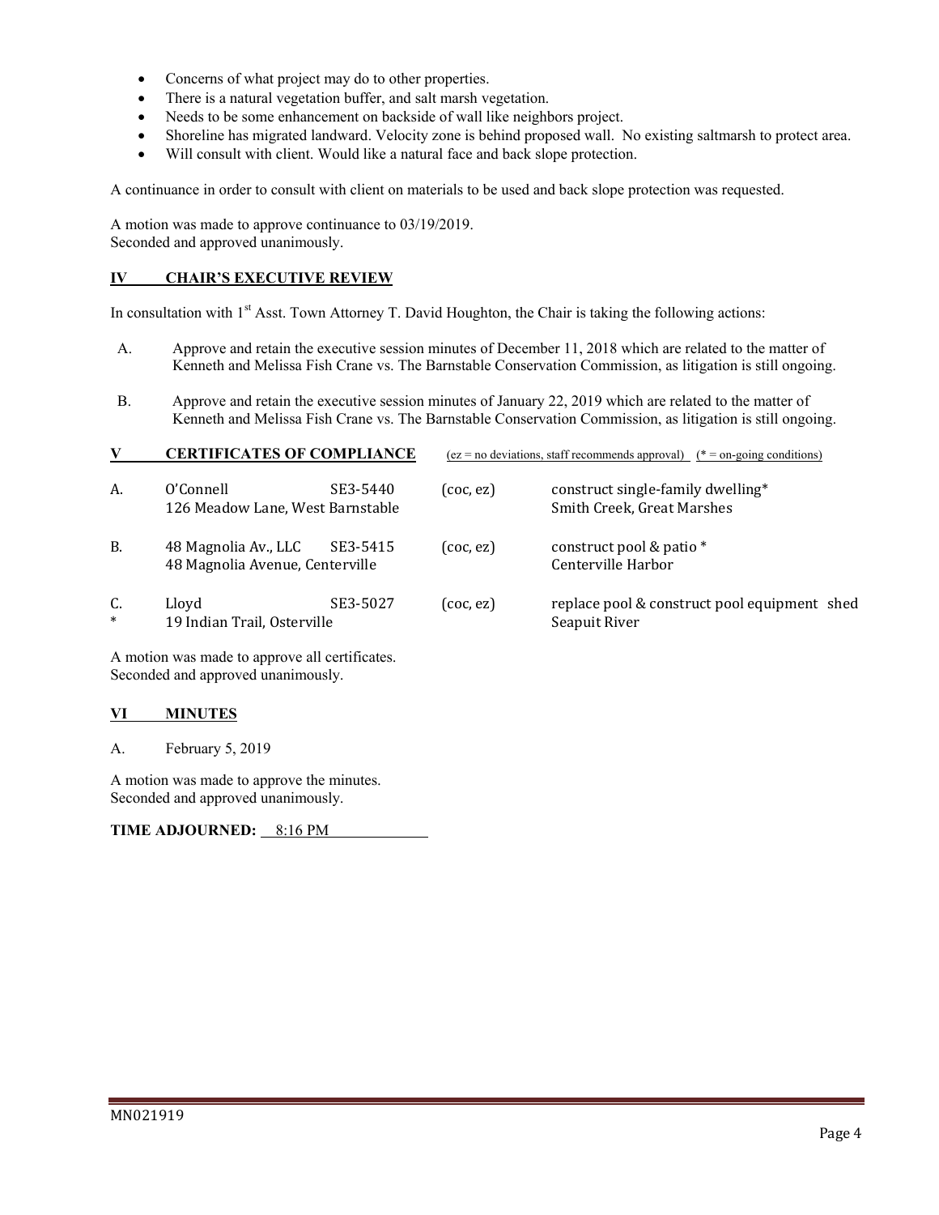- Concerns of what project may do to other properties.
- There is a natural vegetation buffer, and salt marsh vegetation.
- Needs to be some enhancement on backside of wall like neighbors project.
- Shoreline has migrated landward. Velocity zone is behind proposed wall. No existing saltmarsh to protect area.
- Will consult with client. Would like a natural face and back slope protection.

A continuance in order to consult with client on materials to be used and back slope protection was requested.

A motion was made to approve continuance to 03/19/2019.
Seconded and approved unanimously.

## IV CHAIR'S EXECUTIVE REVIEW

In consultation with 1st Asst. Town Attorney T. David Houghton, the Chair is taking the following actions:

A. Approve and retain the executive session minutes of December 11, 2018 which are related to the matter of Kenneth and Melissa Fish Crane vs. The Barnstable Conservation Commission, as litigation is still ongoing.

B. Approve and retain the executive session minutes of January 22, 2019 which are related to the matter of Kenneth and Melissa Fish Crane vs. The Barnstable Conservation Commission, as litigation is still ongoing.

## V CERTIFICATES OF COMPLIANCE

(ez = no deviations, staff recommends approval) (* = on-going conditions)

| | | | | |
|---|---|---|---|---|
| A. | O'Connell<br>126 Meadow Lane, West Barnstable | SE3-5440 | (coc, ez) | construct single-family dwelling*<br>Smith Creek, Great Marshes |
| B. | 48 Magnolia Av., LLC<br>48 Magnolia Avenue, Centerville | SE3-5415 | (coc, ez) | construct pool & patio *<br>Centerville Harbor |
| C.<br>* | Lloyd<br>19 Indian Trail, Osterville | SE3-5027 | (coc, ez) | replace pool & construct pool equipment shed<br>Seapuit River |

A motion was made to approve all certificates.
Seconded and approved unanimously.

## VI MINUTES

A. February 5, 2019

A motion was made to approve the minutes.
Seconded and approved unanimously.

**TIME ADJOURNED:** 8:16 PM

MN021919